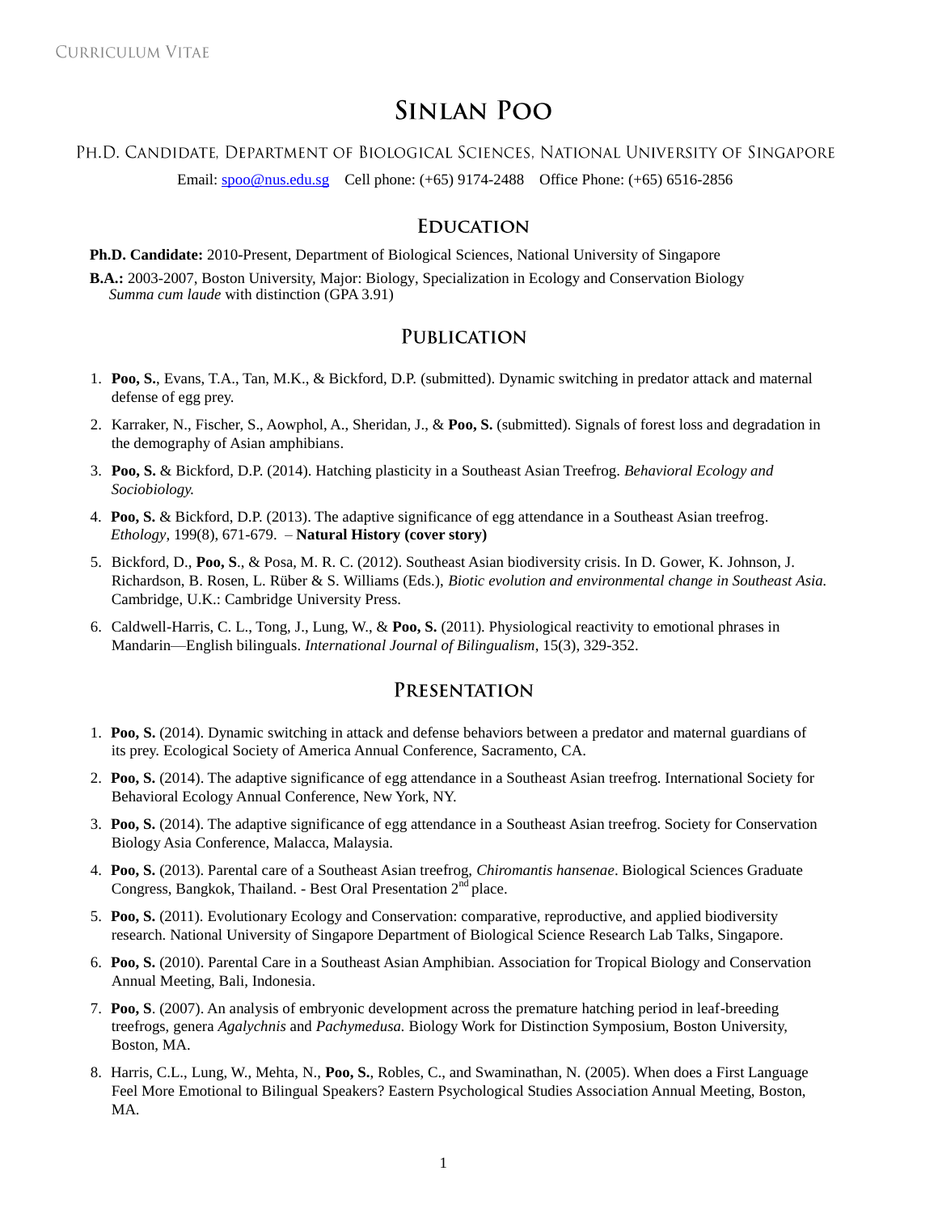# Sinlan Poo

Ph.D. Candidate, Department of Biological Sciences, National University of Singapore

Email: spoo@nus.edu.sg  Cell phone: (+65) 9174-2488  Office Phone: (+65) 6516-2856

## Education

**Ph.D. Candidate:** 2010-Present, Department of Biological Sciences, National University of Singapore

**B.A.:** 2003-2007, Boston University, Major: Biology, Specialization in Ecology and Conservation Biology
*Summa cum laude* with distinction (GPA 3.91)

## Publication

1. **Poo, S.**, Evans, T.A., Tan, M.K., & Bickford, D.P. (submitted). Dynamic switching in predator attack and maternal defense of egg prey.
2. Karraker, N., Fischer, S., Aowphol, A., Sheridan, J., & **Poo, S.** (submitted). Signals of forest loss and degradation in the demography of Asian amphibians.
3. **Poo, S.** & Bickford, D.P. (2014). Hatching plasticity in a Southeast Asian Treefrog. *Behavioral Ecology and Sociobiology.*
4. **Poo, S.** & Bickford, D.P. (2013). The adaptive significance of egg attendance in a Southeast Asian treefrog. *Ethology*, 199(8), 671-679. – **Natural History (cover story)**
5. Bickford, D., **Poo, S**., & Posa, M. R. C. (2012). Southeast Asian biodiversity crisis. In D. Gower, K. Johnson, J. Richardson, B. Rosen, L. Rüber & S. Williams (Eds.), *Biotic evolution and environmental change in Southeast Asia.* Cambridge, U.K.: Cambridge University Press.
6. Caldwell-Harris, C. L., Tong, J., Lung, W., & **Poo, S.** (2011). Physiological reactivity to emotional phrases in Mandarin—English bilinguals. *International Journal of Bilingualism*, 15(3), 329-352.

## Presentation

1. **Poo, S.** (2014). Dynamic switching in attack and defense behaviors between a predator and maternal guardians of its prey. Ecological Society of America Annual Conference, Sacramento, CA.
2. **Poo, S.** (2014). The adaptive significance of egg attendance in a Southeast Asian treefrog. International Society for Behavioral Ecology Annual Conference, New York, NY.
3. **Poo, S.** (2014). The adaptive significance of egg attendance in a Southeast Asian treefrog. Society for Conservation Biology Asia Conference, Malacca, Malaysia.
4. **Poo, S.** (2013). Parental care of a Southeast Asian treefrog, *Chiromantis hansenae*. Biological Sciences Graduate Congress, Bangkok, Thailand. - Best Oral Presentation 2nd place.
5. **Poo, S.** (2011). Evolutionary Ecology and Conservation: comparative, reproductive, and applied biodiversity research. National University of Singapore Department of Biological Science Research Lab Talks, Singapore.
6. **Poo, S.** (2010). Parental Care in a Southeast Asian Amphibian. Association for Tropical Biology and Conservation Annual Meeting, Bali, Indonesia.
7. **Poo, S**. (2007). An analysis of embryonic development across the premature hatching period in leaf-breeding treefrogs, genera *Agalychnis* and *Pachymedusa.* Biology Work for Distinction Symposium, Boston University, Boston, MA.
8. Harris, C.L., Lung, W., Mehta, N., **Poo, S.**, Robles, C., and Swaminathan, N. (2005). When does a First Language Feel More Emotional to Bilingual Speakers? Eastern Psychological Studies Association Annual Meeting, Boston, MA.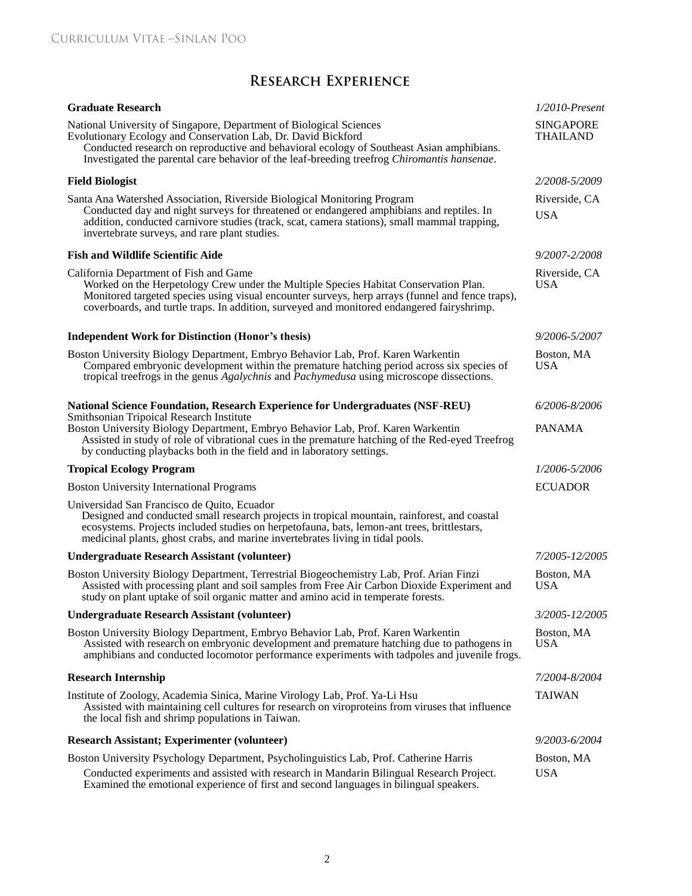## Research Experience

**Graduate Research** — *1/2010-Present*

National University of Singapore, Department of Biological Sciences — SINGAPORE, THAILAND
Evolutionary Ecology and Conservation Lab, Dr. David Bickford
Conducted research on reproductive and behavioral ecology of Southeast Asian amphibians. Investigated the parental care behavior of the leaf-breeding treefrog *Chiromantis hansenae*.

**Field Biologist** — *2/2008-5/2009*

Santa Ana Watershed Association, Riverside Biological Monitoring Program — Riverside, CA USA
Conducted day and night surveys for threatened or endangered amphibians and reptiles. In addition, conducted carnivore studies (track, scat, camera stations), small mammal trapping, invertebrate surveys, and rare plant studies.

**Fish and Wildlife Scientific Aide** — *9/2007-2/2008*

California Department of Fish and Game — Riverside, CA USA
Worked on the Herpetology Crew under the Multiple Species Habitat Conservation Plan. Monitored targeted species using visual encounter surveys, herp arrays (funnel and fence traps), coverboards, and turtle traps. In addition, surveyed and monitored endangered fairyshrimp.

**Independent Work for Distinction (Honor's thesis)** — *9/2006-5/2007*

Boston University Biology Department, Embryo Behavior Lab, Prof. Karen Warkentin — Boston, MA USA
Compared embryonic development within the premature hatching period across six species of tropical treefrogs in the genus *Agalychnis* and *Pachymedusa* using microscope dissections.

**National Science Foundation, Research Experience for Undergraduates (NSF-REU)** — *6/2006-8/2006*

Smithsonian Tripoical Research Institute — PANAMA
Boston University Biology Department, Embryo Behavior Lab, Prof. Karen Warkentin
Assisted in study of role of vibrational cues in the premature hatching of the Red-eyed Treefrog by conducting playbacks both in the field and in laboratory settings.

**Tropical Ecology Program** — *1/2006-5/2006*

Boston University International Programs — ECUADOR

Universidad San Francisco de Quito, Ecuador
Designed and conducted small research projects in tropical mountain, rainforest, and coastal ecosystems. Projects included studies on herpetofauna, bats, lemon-ant trees, brittlestars, medicinal plants, ghost crabs, and marine invertebrates living in tidal pools.

**Undergraduate Research Assistant (volunteer)** — *7/2005-12/2005*

Boston University Biology Department, Terrestrial Biogeochemistry Lab, Prof. Arian Finzi — Boston, MA USA
Assisted with processing plant and soil samples from Free Air Carbon Dioxide Experiment and study on plant uptake of soil organic matter and amino acid in temperate forests.

**Undergraduate Research Assistant (volunteer)** — *3/2005-12/2005*

Boston University Biology Department, Embryo Behavior Lab, Prof. Karen Warkentin — Boston, MA USA
Assisted with research on embryonic development and premature hatching due to pathogens in amphibians and conducted locomotor performance experiments with tadpoles and juvenile frogs.

**Research Internship** — *7/2004-8/2004*

Institute of Zoology, Academia Sinica, Marine Virology Lab, Prof. Ya-Li Hsu — TAIWAN
Assisted with maintaining cell cultures for research on viroproteins from viruses that influence the local fish and shrimp populations in Taiwan.

**Research Assistant; Experimenter (volunteer)** — *9/2003-6/2004*

Boston University Psychology Department, Psycholinguistics Lab, Prof. Catherine Harris — Boston, MA USA
Conducted experiments and assisted with research in Mandarin Bilingual Research Project. Examined the emotional experience of first and second languages in bilingual speakers.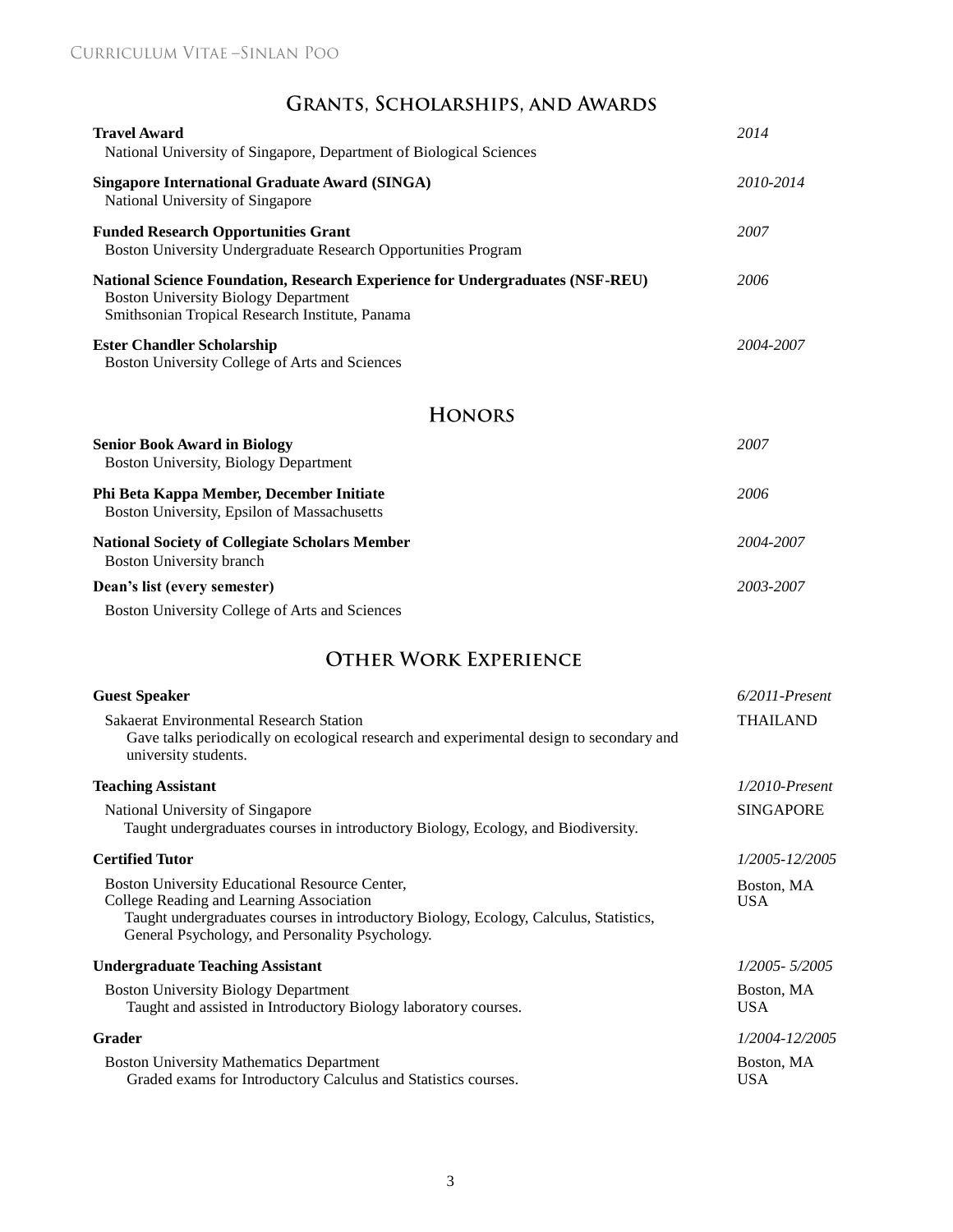## Grants, Scholarships, and Awards

**Travel Award** *2014*
National University of Singapore, Department of Biological Sciences

**Singapore International Graduate Award (SINGA)** *2010-2014*
National University of Singapore

**Funded Research Opportunities Grant** *2007*
Boston University Undergraduate Research Opportunities Program

**National Science Foundation, Research Experience for Undergraduates (NSF-REU)** *2006*
Boston University Biology Department
Smithsonian Tropical Research Institute, Panama

**Ester Chandler Scholarship** *2004-2007*
Boston University College of Arts and Sciences

## Honors

**Senior Book Award in Biology** *2007*
Boston University, Biology Department

**Phi Beta Kappa Member, December Initiate** *2006*
Boston University, Epsilon of Massachusetts

**National Society of Collegiate Scholars Member** *2004-2007*
Boston University branch

**Dean's list (every semester)** *2003-2007*
Boston University College of Arts and Sciences

## Other Work Experience

**Guest Speaker** *6/2011-Present*
Sakaerat Environmental Research Station — THAILAND
Gave talks periodically on ecological research and experimental design to secondary and university students.

**Teaching Assistant** *1/2010-Present*
National University of Singapore — SINGAPORE
Taught undergraduates courses in introductory Biology, Ecology, and Biodiversity.

**Certified Tutor** *1/2005-12/2005*
Boston University Educational Resource Center, — Boston, MA USA
College Reading and Learning Association
Taught undergraduates courses in introductory Biology, Ecology, Calculus, Statistics, General Psychology, and Personality Psychology.

**Undergraduate Teaching Assistant** *1/2005- 5/2005*
Boston University Biology Department — Boston, MA USA
Taught and assisted in Introductory Biology laboratory courses.

**Grader** *1/2004-12/2005*
Boston University Mathematics Department — Boston, MA USA
Graded exams for Introductory Calculus and Statistics courses.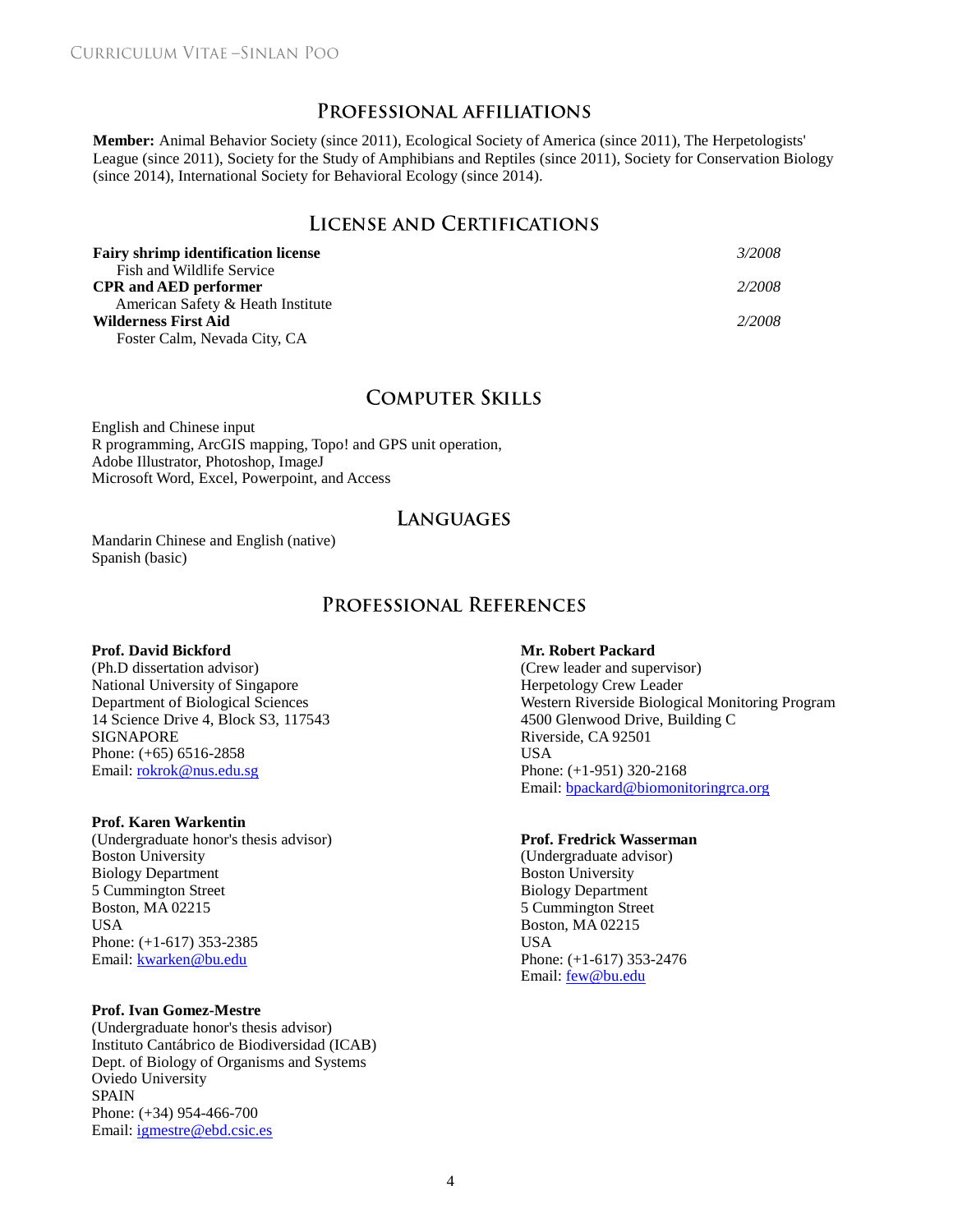## Professional Affiliations

**Member:** Animal Behavior Society (since 2011), Ecological Society of America (since 2011), The Herpetologists' League (since 2011), Society for the Study of Amphibians and Reptiles (since 2011), Society for Conservation Biology (since 2014), International Society for Behavioral Ecology (since 2014).

## License and Certifications

**Fairy shrimp identification license** *3/2008*
Fish and Wildlife Service

**CPR and AED performer** *2/2008*
American Safety & Heath Institute

**Wilderness First Aid** *2/2008*
Foster Calm, Nevada City, CA

## Computer Skills

English and Chinese input
R programming, ArcGIS mapping, Topo! and GPS unit operation,
Adobe Illustrator, Photoshop, ImageJ
Microsoft Word, Excel, Powerpoint, and Access

## Languages

Mandarin Chinese and English (native)
Spanish (basic)

## Professional References

**Prof. David Bickford**
(Ph.D dissertation advisor)
National University of Singapore
Department of Biological Sciences
14 Science Drive 4, Block S3, 117543
SIGNAPORE
Phone: (+65) 6516-2858
Email: rokrok@nus.edu.sg

**Mr. Robert Packard**
(Crew leader and supervisor)
Herpetology Crew Leader
Western Riverside Biological Monitoring Program
4500 Glenwood Drive, Building C
Riverside, CA 92501
USA
Phone: (+1-951) 320-2168
Email: bpackard@biomonitoringrca.org

**Prof. Karen Warkentin**
(Undergraduate honor's thesis advisor)
Boston University
Biology Department
5 Cummington Street
Boston, MA 02215
USA
Phone: (+1-617) 353-2385
Email: kwarken@bu.edu

**Prof. Fredrick Wasserman**
(Undergraduate advisor)
Boston University
Biology Department
5 Cummington Street
Boston, MA 02215
USA
Phone: (+1-617) 353-2476
Email: few@bu.edu

**Prof. Ivan Gomez-Mestre**
(Undergraduate honor's thesis advisor)
Instituto Cantábrico de Biodiversidad (ICAB)
Dept. of Biology of Organisms and Systems
Oviedo University
SPAIN
Phone: (+34) 954-466-700
Email: igmestre@ebd.csic.es